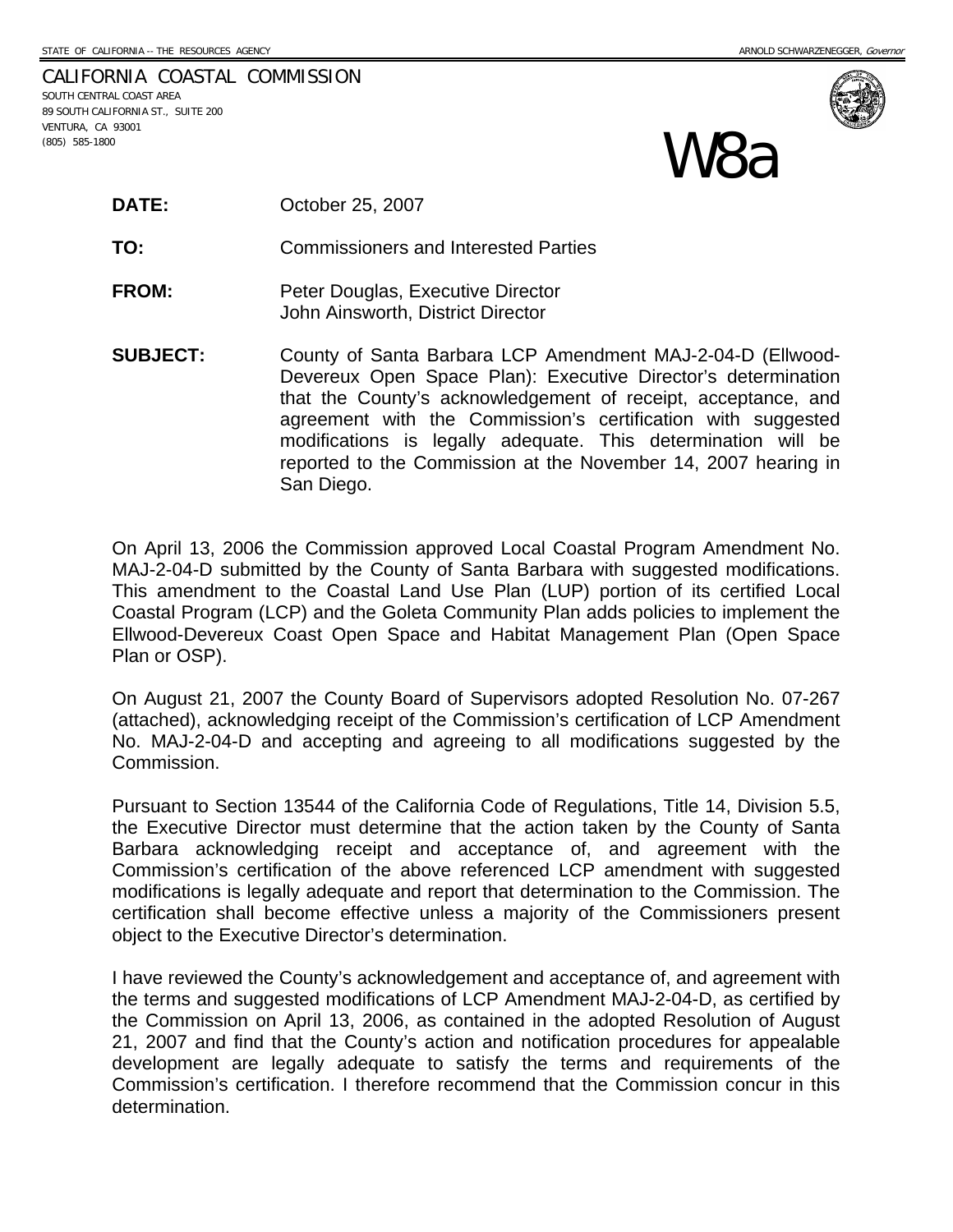STATE OF CALIFORNIA -- THE RESOURCES AGENCY ARNOLD SCHWARZENEGGER, *Governor*

CALIFORNIA COASTAL COMMISSION
SOUTH CENTRAL COAST AREA
89 SOUTH CALIFORNIA ST., SUITE 200
VENTURA, CA 93001
(805) 585-1800

# W8a

**DATE:** October 25, 2007

**TO:** Commissioners and Interested Parties

**FROM:** Peter Douglas, Executive Director
John Ainsworth, District Director

**SUBJECT:** County of Santa Barbara LCP Amendment MAJ-2-04-D (Ellwood-Devereux Open Space Plan): Executive Director's determination that the County's acknowledgement of receipt, acceptance, and agreement with the Commission's certification with suggested modifications is legally adequate. This determination will be reported to the Commission at the November 14, 2007 hearing in San Diego.

On April 13, 2006 the Commission approved Local Coastal Program Amendment No. MAJ-2-04-D submitted by the County of Santa Barbara with suggested modifications. This amendment to the Coastal Land Use Plan (LUP) portion of its certified Local Coastal Program (LCP) and the Goleta Community Plan adds policies to implement the Ellwood-Devereux Coast Open Space and Habitat Management Plan (Open Space Plan or OSP).

On August 21, 2007 the County Board of Supervisors adopted Resolution No. 07-267 (attached), acknowledging receipt of the Commission's certification of LCP Amendment No. MAJ-2-04-D and accepting and agreeing to all modifications suggested by the Commission.

Pursuant to Section 13544 of the California Code of Regulations, Title 14, Division 5.5, the Executive Director must determine that the action taken by the County of Santa Barbara acknowledging receipt and acceptance of, and agreement with the Commission's certification of the above referenced LCP amendment with suggested modifications is legally adequate and report that determination to the Commission. The certification shall become effective unless a majority of the Commissioners present object to the Executive Director's determination.

I have reviewed the County's acknowledgement and acceptance of, and agreement with the terms and suggested modifications of LCP Amendment MAJ-2-04-D, as certified by the Commission on April 13, 2006, as contained in the adopted Resolution of August 21, 2007 and find that the County's action and notification procedures for appealable development are legally adequate to satisfy the terms and requirements of the Commission's certification. I therefore recommend that the Commission concur in this determination.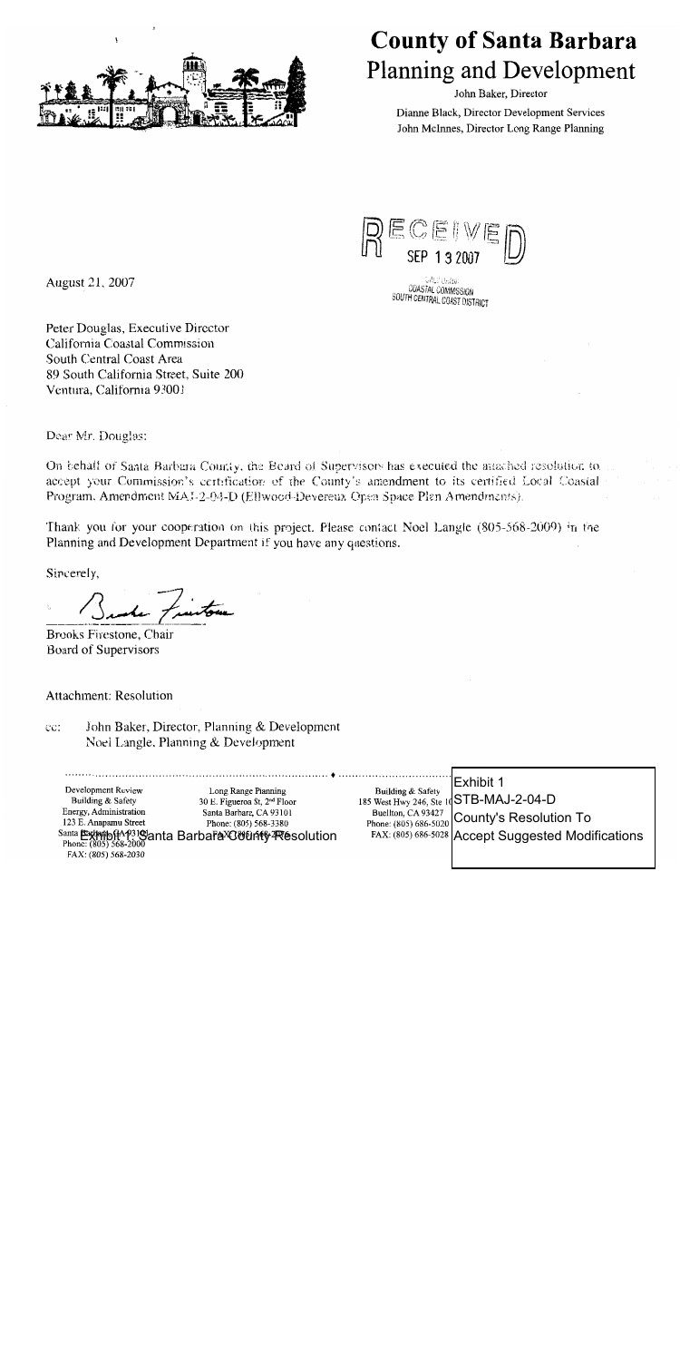# County of Santa Barbara
## Planning and Development

John Baker, Director

Dianne Black, Director Development Services

John McInnes, Director Long Range Planning

RECEIVED
SEP 13 2007
CALIFORNIA
COASTAL COMMISSION
SOUTH CENTRAL COAST DISTRICT

August 21, 2007

Peter Douglas, Executive Director
California Coastal Commission
South Central Coast Area
89 South California Street, Suite 200
Ventura, California 93001

Dear Mr. Douglas:

On behalf of Santa Barbara County, the Board of Supervisors has executed the attached resolution to accept your Commission's certification of the County's amendment to its certified Local Coastal Program, Amendment MAJ-2-04-D (Ellwood-Devereux Open Space Plan Amendments).

Thank you for your cooperation on this project. Please contact Noel Langle (805-568-2009) in the Planning and Development Department if you have any questions.

Sincerely,

Brooks Firestone, Chair
Board of Supervisors

Attachment: Resolution

cc: John Baker, Director, Planning & Development
Noel Langle, Planning & Development

Development Review
Building & Safety
Energy, Administration
123 E. Anapamu Street
Santa Barbara, CA 93101
Phone: (805) 568-2000
FAX: (805) 568-2030

Long Range Planning
30 E. Figueroa St, 2nd Floor
Santa Barbara, CA 93101
Phone: (805) 568-3380

Building & Safety
185 West Hwy 246, Ste 1
Buellton, CA 93427
Phone: (805) 686-5020
FAX: (805) 686-5028

Exhibit 1
STB-MAJ-2-04-D
County's Resolution To
Accept Suggested Modifications

Exhibit 1: Santa Barbara County Resolution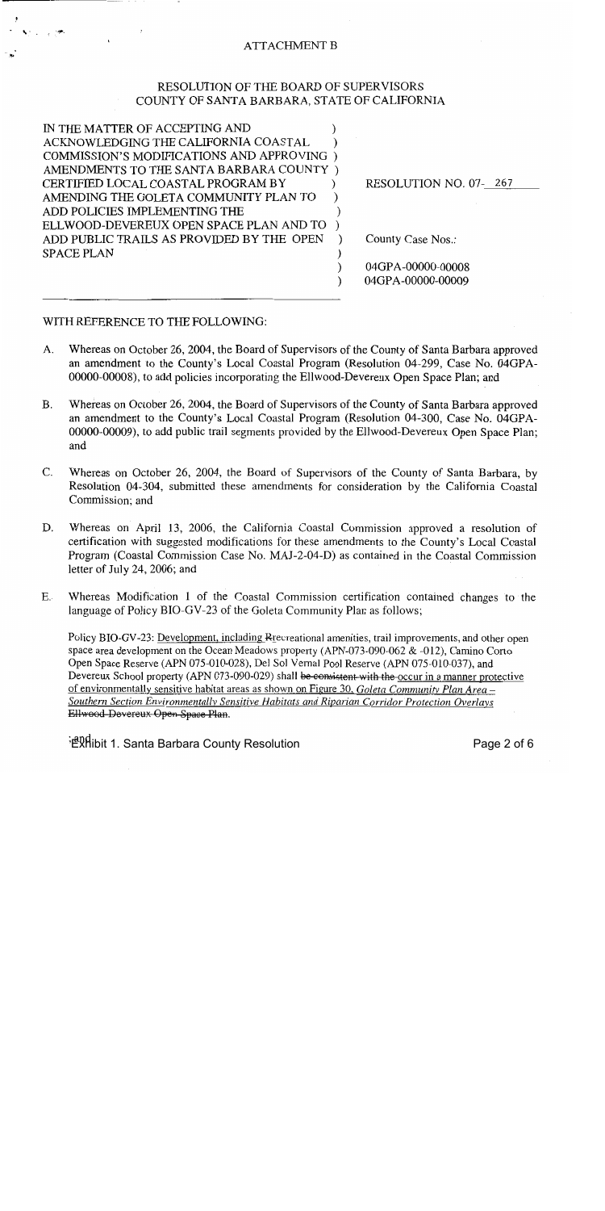ATTACHMENT B

RESOLUTION OF THE BOARD OF SUPERVISORS
COUNTY OF SANTA BARBARA, STATE OF CALIFORNIA

| | |
|---|---|
| IN THE MATTER OF ACCEPTING AND ACKNOWLEDGING THE CALIFORNIA COASTAL COMMISSION'S MODIFICATIONS AND APPROVING AMENDMENTS TO THE SANTA BARBARA COUNTY CERTIFIED LOCAL COASTAL PROGRAM BY AMENDING THE GOLETA COMMUNITY PLAN TO ADD POLICIES IMPLEMENTING THE ELLWOOD-DEVEREUX OPEN SPACE PLAN AND TO ADD PUBLIC TRAILS AS PROVIDED BY THE OPEN SPACE PLAN | RESOLUTION NO. 07- 267<br><br>County Case Nos.:<br><br>04GPA-00000-00008<br>04GPA-00000-00009 |

WITH REFERENCE TO THE FOLLOWING:

A. Whereas on October 26, 2004, the Board of Supervisors of the County of Santa Barbara approved an amendment to the County's Local Coastal Program (Resolution 04-299, Case No. 04GPA-00000-00008), to add policies incorporating the Ellwood-Devereux Open Space Plan; and

B. Whereas on October 26, 2004, the Board of Supervisors of the County of Santa Barbara approved an amendment to the County's Local Coastal Program (Resolution 04-300, Case No. 04GPA-00000-00009), to add public trail segments provided by the Ellwood-Devereux Open Space Plan; and

C. Whereas on October 26, 2004, the Board of Supervisors of the County of Santa Barbara, by Resolution 04-304, submitted these amendments for consideration by the California Coastal Commission; and

D. Whereas on April 13, 2006, the California Coastal Commission approved a resolution of certification with suggested modifications for these amendments to the County's Local Coastal Program (Coastal Commission Case No. MAJ-2-04-D) as contained in the Coastal Commission letter of July 24, 2006; and

E. Whereas Modification 1 of the Coastal Commission certification contained changes to the language of Policy BIO-GV-23 of the Goleta Community Plan as follows;

Policy BIO-GV-23: <u>Development, including</u> ~~R~~recreational amenities, trail improvements, and other open space area development on the Ocean Meadows property (APN-073-090-062 & -012), Camino Corto Open Space Reserve (APN 075-010-028), Del Sol Vernal Pool Reserve (APN 075-010-037), and Devereux School property (APN 073-090-029) shall ~~be consistent with the~~ <u>occur in a manner protective of environmentally sensitive habitat areas as shown on Figure 30, *Goleta Community Plan Area – Southern Section Environmentally Sensitive Habitats and Riparian Corridor Protection Overlays*</u> ~~Ellwood-Devereux Open Space Plan~~.

Exhibit 1. Santa Barbara County Resolution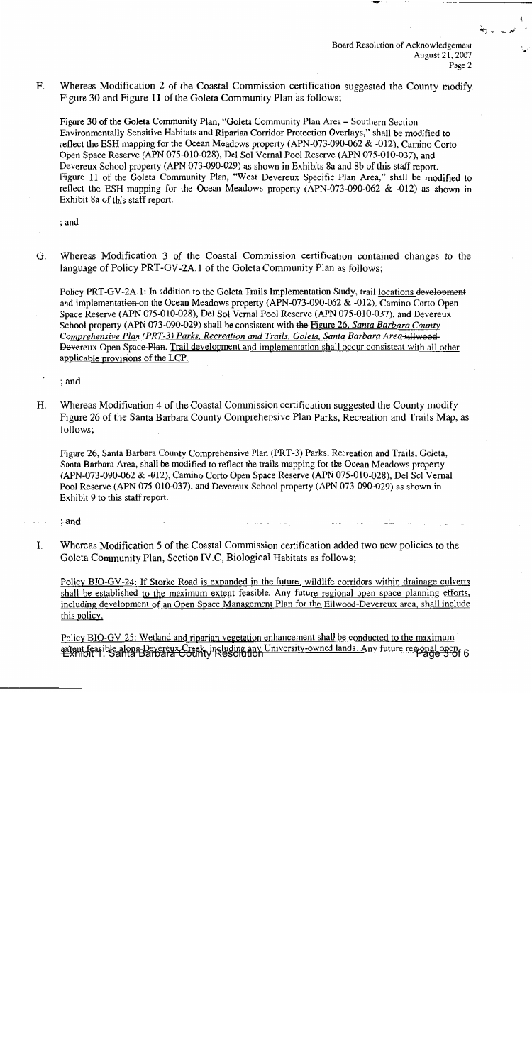F. Whereas Modification 2 of the Coastal Commission certification suggested the County modify Figure 30 and Figure 11 of the Goleta Community Plan as follows;

Figure 30 of the Goleta Community Plan, "Goleta Community Plan Area – Southern Section Environmentally Sensitive Habitats and Riparian Corridor Protection Overlays," shall be modified to reflect the ESH mapping for the Ocean Meadows property (APN-073-090-062 & -012), Camino Corto Open Space Reserve (APN 075-010-028), Del Sol Vernal Pool Reserve (APN 075-010-037), and Devereux School property (APN 073-090-029) as shown in Exhibits 8a and 8b of this staff report. Figure 11 of the Goleta Community Plan, "West Devereux Specific Plan Area," shall be modified to reflect the ESH mapping for the Ocean Meadows property (APN-073-090-062 & -012) as shown in Exhibit 8a of this staff report.

; and

G. Whereas Modification 3 of the Coastal Commission certification contained changes to the language of Policy PRT-GV-2A.1 of the Goleta Community Plan as follows;

Policy PRT-GV-2A.1: In addition to the Goleta Trails Implementation Study, trail locations ~~development and implementation~~ on the Ocean Meadows property (APN-073-090-062 & -012), Camino Corto Open Space Reserve (APN 075-010-028), Del Sol Vernal Pool Reserve (APN 075-010-037), and Devereux School property (APN 073-090-029) shall be consistent with ~~the~~ Figure 26, *Santa Barbara County Comprehensive Plan (PRT-3) Parks, Recreation and Trails, Goleta, Santa Barbara Area* ~~Ellwood-Devereux Open Space Plan~~. Trail development and implementation shall occur consistent with all other applicable provisions of the LCP.

; and

H. Whereas Modification 4 of the Coastal Commission certification suggested the County modify Figure 26 of the Santa Barbara County Comprehensive Plan Parks, Recreation and Trails Map, as follows;

Figure 26, Santa Barbara County Comprehensive Plan (PRT-3) Parks, Recreation and Trails, Goleta, Santa Barbara Area, shall be modified to reflect the trails mapping for the Ocean Meadows property (APN-073-090-062 & -012), Camino Corto Open Space Reserve (APN 075-010-028), Del Sol Vernal Pool Reserve (APN 075-010-037), and Devereux School property (APN 073-090-029) as shown in Exhibit 9 to this staff report.

; and

I. Whereas Modification 5 of the Coastal Commission certification added two new policies to the Goleta Community Plan, Section IV.C, Biological Habitats as follows;

Policy BIO-GV-24: If Storke Road is expanded in the future, wildlife corridors within drainage culverts shall be established to the maximum extent feasible. Any future regional open space planning efforts, including development of an Open Space Management Plan for the Ellwood-Devereux area, shall include this policy.

Policy BIO-GV-25: Wetland and riparian vegetation enhancement shall be conducted to the maximum extent feasible along Devereux Creek, including any University-owned lands. Any future regional open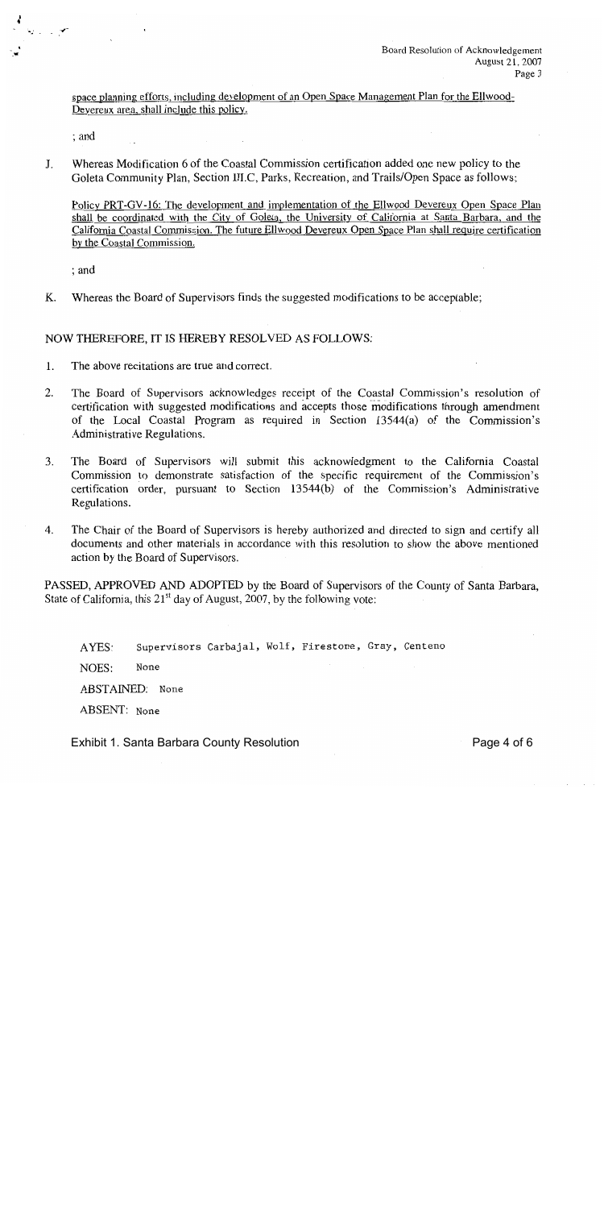space planning efforts, including development of an Open Space Management Plan for the Ellwood-Devereux area, shall include this policy.

; and

J. Whereas Modification 6 of the Coastal Commission certification added one new policy to the Goleta Community Plan, Section III.C, Parks, Recreation, and Trails/Open Space as follows:

Policy PRT-GV-16: The development and implementation of the Ellwood Devereux Open Space Plan shall be coordinated with the City of Goleta, the University of California at Santa Barbara, and the California Coastal Commission. The future Ellwood Devereux Open Space Plan shall require certification by the Coastal Commission.

; and

K. Whereas the Board of Supervisors finds the suggested modifications to be acceptable;

NOW THEREFORE, IT IS HEREBY RESOLVED AS FOLLOWS:

1. The above recitations are true and correct.

2. The Board of Supervisors acknowledges receipt of the Coastal Commission's resolution of certification with suggested modifications and accepts those modifications through amendment of the Local Coastal Program as required in Section 13544(a) of the Commission's Administrative Regulations.

3. The Board of Supervisors will submit this acknowledgment to the California Coastal Commission to demonstrate satisfaction of the specific requirement of the Commission's certification order, pursuant to Section 13544(b) of the Commission's Administrative Regulations.

4. The Chair of the Board of Supervisors is hereby authorized and directed to sign and certify all documents and other materials in accordance with this resolution to show the above mentioned action by the Board of Supervisors.

PASSED, APPROVED AND ADOPTED by the Board of Supervisors of the County of Santa Barbara, State of California, this 21st day of August, 2007, by the following vote:

AYES: Supervisors Carbajal, Wolf, Firestone, Gray, Centeno

NOES: None

ABSTAINED: None

ABSENT: None

Exhibit 1. Santa Barbara County Resolution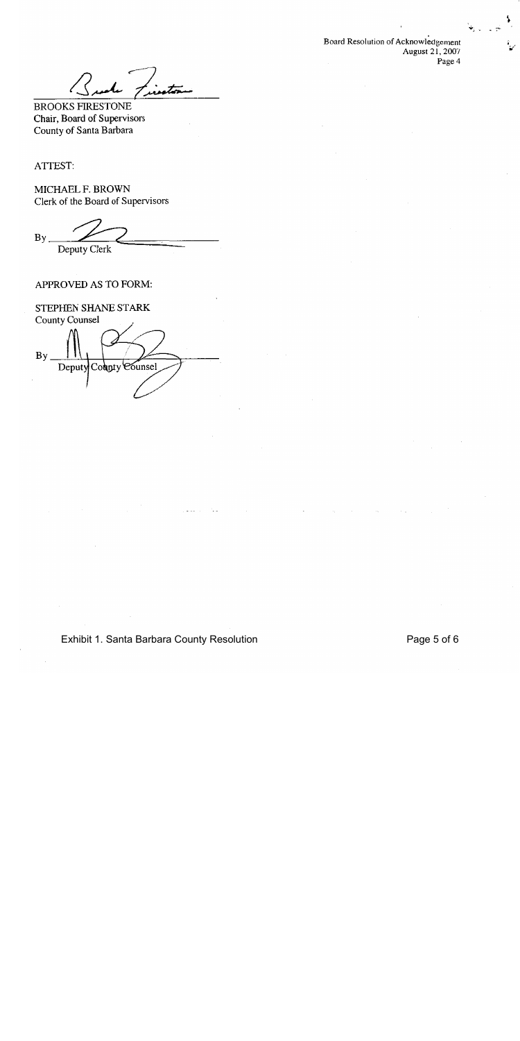BROOKS FIRESTONE
Chair, Board of Supervisors
County of Santa Barbara

ATTEST:

MICHAEL F. BROWN
Clerk of the Board of Supervisors

By ______________________
Deputy Clerk

APPROVED AS TO FORM:

STEPHEN SHANE STARK
County Counsel

By ______________________
Deputy County Counsel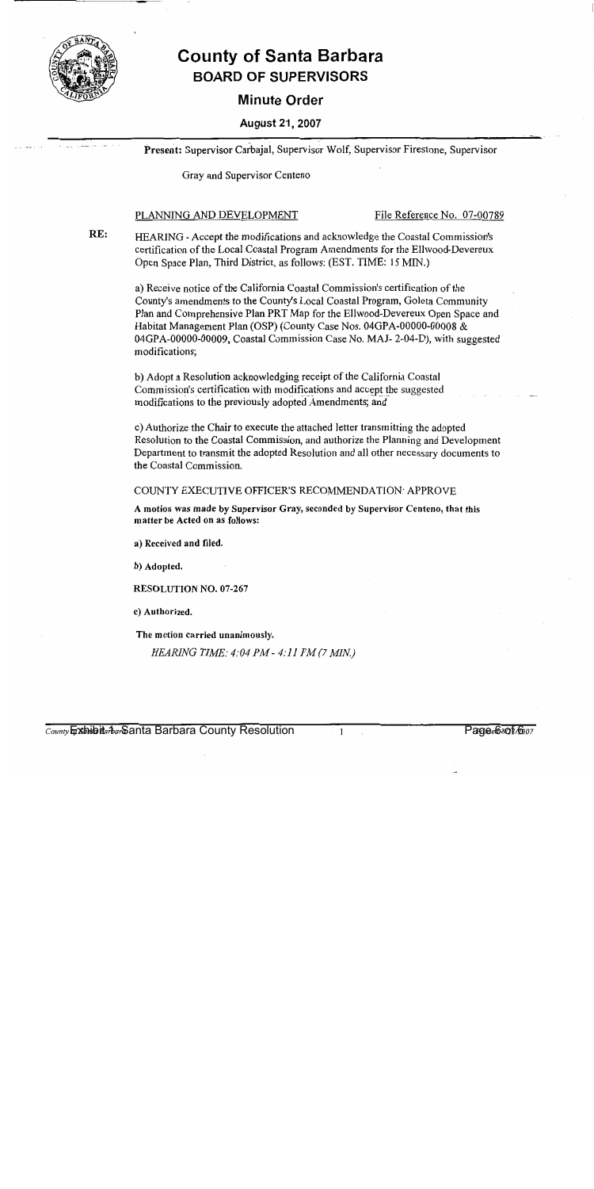# County of Santa Barbara

## BOARD OF SUPERVISORS

### Minute Order

**August 21, 2007**

**Present:** Supervisor Carbajal, Supervisor Wolf, Supervisor Firestone, Supervisor Gray and Supervisor Centeno

PLANNING AND DEVELOPMENT File Reference No. 07-00789

**RE:**

HEARING - Accept the modifications and acknowledge the Coastal Commission's certification of the Local Coastal Program Amendments for the Ellwood-Devereux Open Space Plan, Third District, as follows: (EST. TIME: 15 MIN.)

a) Receive notice of the California Coastal Commission's certification of the County's amendments to the County's Local Coastal Program, Goleta Community Plan and Comprehensive Plan PRT Map for the Ellwood-Devereux Open Space and Habitat Management Plan (OSP) (County Case Nos. 04GPA-00000-00008 & 04GPA-00000-00009, Coastal Commission Case No. MAJ- 2-04-D), with suggested modifications;

b) Adopt a Resolution acknowledging receipt of the California Coastal Commission's certification with modifications and accept the suggested modifications to the previously adopted Amendments; and

c) Authorize the Chair to execute the attached letter transmitting the adopted Resolution to the Coastal Commission, and authorize the Planning and Development Department to transmit the adopted Resolution and all other necessary documents to the Coastal Commission.

COUNTY EXECUTIVE OFFICER'S RECOMMENDATION: APPROVE

**A motion was made by Supervisor Gray, seconded by Supervisor Centeno, that this matter be Acted on as follows:**

**a) Received and filed.**

**b) Adopted.**

**RESOLUTION NO. 07-267**

**c) Authorized.**

**The motion carried unanimously.**

*HEARING TIME: 4:04 PM - 4:11 PM (7 MIN.)*

Exhibit 1 - Santa Barbara County Resolution